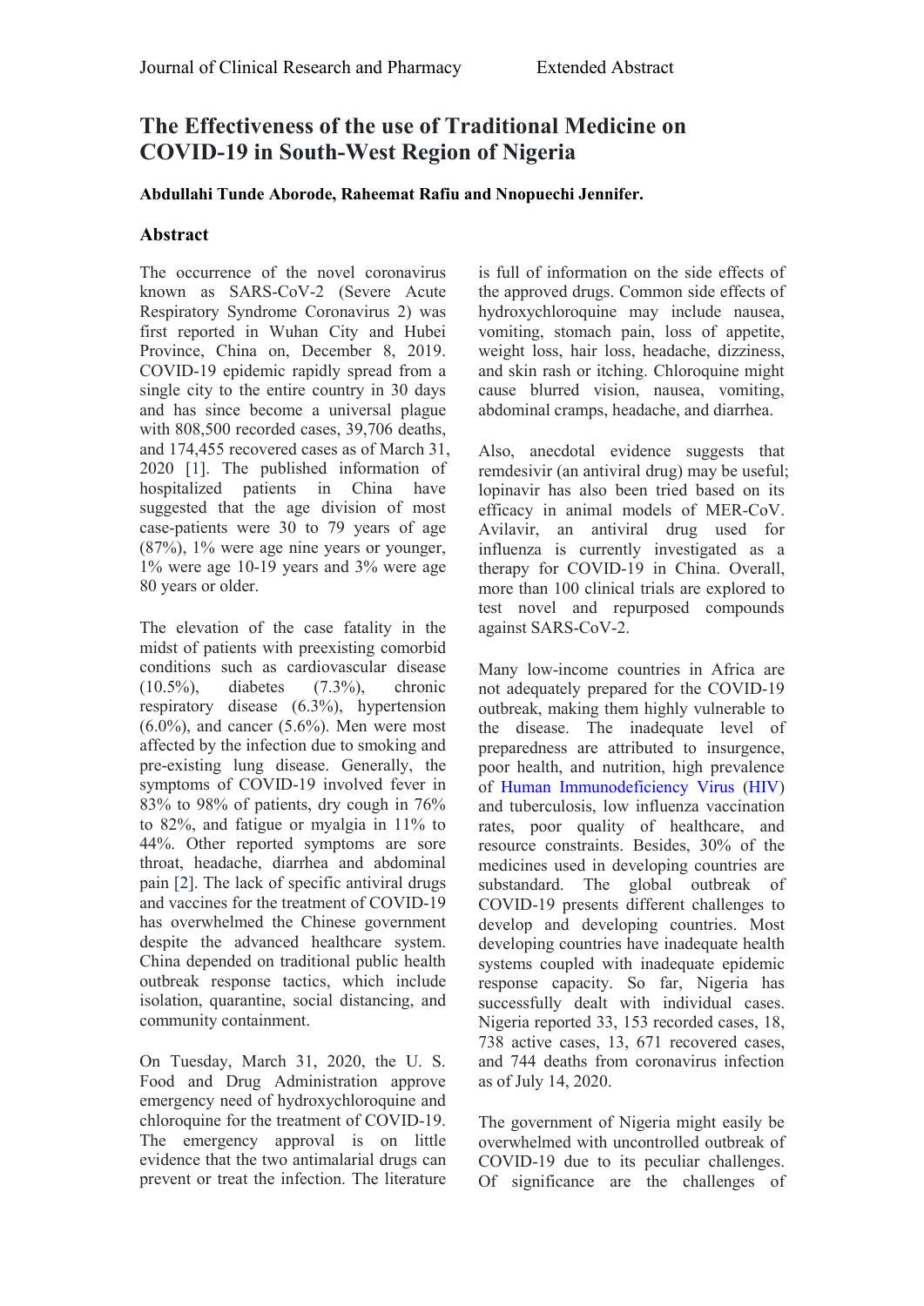# The Effectiveness of the use of Traditional Medicine on COVID-19 in South-West Region of Nigeria

**Abdullahi Tunde Aborode, Raheemat Rafiu and Nnopuechi Jennifer.**

## Abstract

The occurrence of the novel coronavirus known as SARS-CoV-2 (Severe Acute Respiratory Syndrome Coronavirus 2) was first reported in Wuhan City and Hubei Province, China on, December 8, 2019. COVID-19 epidemic rapidly spread from a single city to the entire country in 30 days and has since become a universal plague with 808,500 recorded cases, 39,706 deaths, and 174,455 recovered cases as of March 31, 2020 [1]. The published information of hospitalized patients in China have suggested that the age division of most case-patients were 30 to 79 years of age (87%), 1% were age nine years or younger, 1% were age 10-19 years and 3% were age 80 years or older.

The elevation of the case fatality in the midst of patients with preexisting comorbid conditions such as cardiovascular disease (10.5%), diabetes (7.3%), chronic respiratory disease (6.3%), hypertension (6.0%), and cancer (5.6%). Men were most affected by the infection due to smoking and pre-existing lung disease. Generally, the symptoms of COVID-19 involved fever in 83% to 98% of patients, dry cough in 76% to 82%, and fatigue or myalgia in 11% to 44%. Other reported symptoms are sore throat, headache, diarrhea and abdominal pain [2]. The lack of specific antiviral drugs and vaccines for the treatment of COVID-19 has overwhelmed the Chinese government despite the advanced healthcare system. China depended on traditional public health outbreak response tactics, which include isolation, quarantine, social distancing, and community containment.

On Tuesday, March 31, 2020, the U. S. Food and Drug Administration approve emergency need of hydroxychloroquine and chloroquine for the treatment of COVID-19. The emergency approval is on little evidence that the two antimalarial drugs can prevent or treat the infection. The literature is full of information on the side effects of the approved drugs. Common side effects of hydroxychloroquine may include nausea, vomiting, stomach pain, loss of appetite, weight loss, hair loss, headache, dizziness, and skin rash or itching. Chloroquine might cause blurred vision, nausea, vomiting, abdominal cramps, headache, and diarrhea.

Also, anecdotal evidence suggests that remdesivir (an antiviral drug) may be useful; lopinavir has also been tried based on its efficacy in animal models of MER-CoV. Avilavir, an antiviral drug used for influenza is currently investigated as a therapy for COVID-19 in China. Overall, more than 100 clinical trials are explored to test novel and repurposed compounds against SARS-CoV-2.

Many low-income countries in Africa are not adequately prepared for the COVID-19 outbreak, making them highly vulnerable to the disease. The inadequate level of preparedness are attributed to insurgence, poor health, and nutrition, high prevalence of Human Immunodeficiency Virus (HIV) and tuberculosis, low influenza vaccination rates, poor quality of healthcare, and resource constraints. Besides, 30% of the medicines used in developing countries are substandard. The global outbreak of COVID-19 presents different challenges to develop and developing countries. Most developing countries have inadequate health systems coupled with inadequate epidemic response capacity. So far, Nigeria has successfully dealt with individual cases. Nigeria reported 33, 153 recorded cases, 18, 738 active cases, 13, 671 recovered cases, and 744 deaths from coronavirus infection as of July 14, 2020.

The government of Nigeria might easily be overwhelmed with uncontrolled outbreak of COVID-19 due to its peculiar challenges. Of significance are the challenges of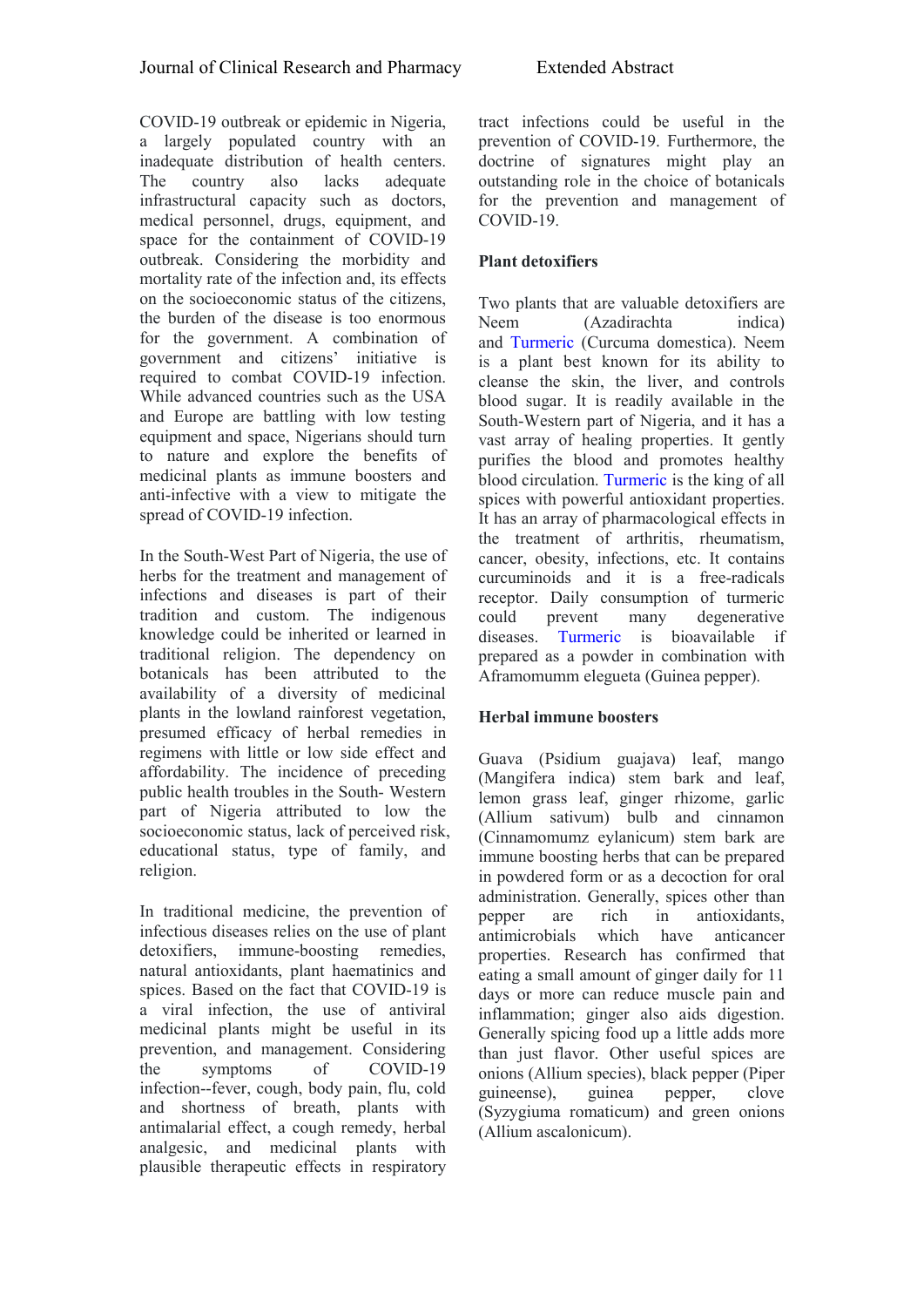COVID-19 outbreak or epidemic in Nigeria, a largely populated country with an inadequate distribution of health centers. The country also lacks adequate infrastructural capacity such as doctors, medical personnel, drugs, equipment, and space for the containment of COVID-19 outbreak. Considering the morbidity and mortality rate of the infection and, its effects on the socioeconomic status of the citizens, the burden of the disease is too enormous for the government. A combination of government and citizens' initiative is required to combat COVID-19 infection. While advanced countries such as the USA and Europe are battling with low testing equipment and space, Nigerians should turn to nature and explore the benefits of medicinal plants as immune boosters and anti-infective with a view to mitigate the spread of COVID-19 infection.

In the South-West Part of Nigeria, the use of herbs for the treatment and management of infections and diseases is part of their tradition and custom. The indigenous knowledge could be inherited or learned in traditional religion. The dependency on botanicals has been attributed to the availability of a diversity of medicinal plants in the lowland rainforest vegetation, presumed efficacy of herbal remedies in regimens with little or low side effect and affordability. The incidence of preceding public health troubles in the South- Western part of Nigeria attributed to low the socioeconomic status, lack of perceived risk, educational status, type of family, and religion.

In traditional medicine, the prevention of infectious diseases relies on the use of plant detoxifiers, immune-boosting remedies, natural antioxidants, plant haematinics and spices. Based on the fact that COVID-19 is a viral infection, the use of antiviral medicinal plants might be useful in its prevention, and management. Considering the symptoms of COVID-19 infection--fever, cough, body pain, flu, cold and shortness of breath, plants with antimalarial effect, a cough remedy, herbal analgesic, and medicinal plants with plausible therapeutic effects in respiratory tract infections could be useful in the prevention of COVID-19. Furthermore, the doctrine of signatures might play an outstanding role in the choice of botanicals for the prevention and management of COVID-19.

**Plant detoxifiers**

Two plants that are valuable detoxifiers are Neem (Azadirachta indica) and Turmeric (Curcuma domestica). Neem is a plant best known for its ability to cleanse the skin, the liver, and controls blood sugar. It is readily available in the South-Western part of Nigeria, and it has a vast array of healing properties. It gently purifies the blood and promotes healthy blood circulation. Turmeric is the king of all spices with powerful antioxidant properties. It has an array of pharmacological effects in the treatment of arthritis, rheumatism, cancer, obesity, infections, etc. It contains curcuminoids and it is a free-radicals receptor. Daily consumption of turmeric could prevent many degenerative diseases. Turmeric is bioavailable if prepared as a powder in combination with Aframomumm elegueta (Guinea pepper).

**Herbal immune boosters**

Guava (Psidium guajava) leaf, mango (Mangifera indica) stem bark and leaf, lemon grass leaf, ginger rhizome, garlic (Allium sativum) bulb and cinnamon (Cinnamomumz eylanicum) stem bark are immune boosting herbs that can be prepared in powdered form or as a decoction for oral administration. Generally, spices other than pepper are rich in antioxidants, antimicrobials which have anticancer properties. Research has confirmed that eating a small amount of ginger daily for 11 days or more can reduce muscle pain and inflammation; ginger also aids digestion. Generally spicing food up a little adds more than just flavor. Other useful spices are onions (Allium species), black pepper (Piper guineense), guinea pepper, clove (Syzygiuma romaticum) and green onions (Allium ascalonicum).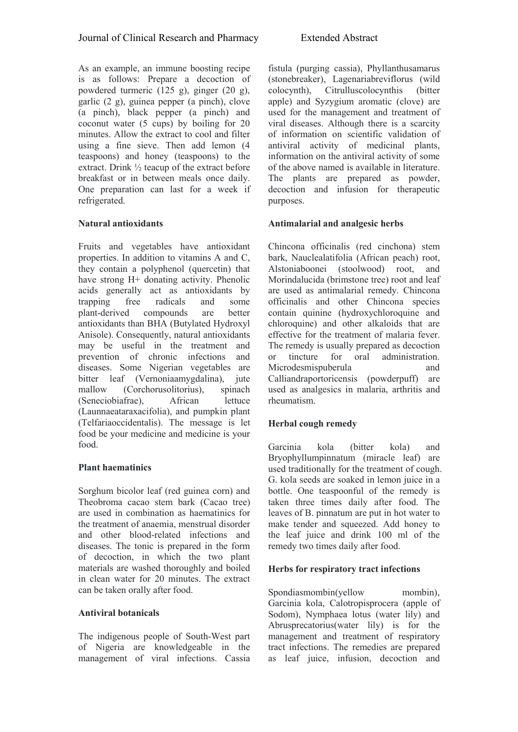As an example, an immune boosting recipe is as follows: Prepare a decoction of powdered turmeric (125 g), ginger (20 g), garlic (2 g), guinea pepper (a pinch), clove (a pinch), black pepper (a pinch) and coconut water (5 cups) by boiling for 20 minutes. Allow the extract to cool and filter using a fine sieve. Then add lemon (4 teaspoons) and honey (teaspoons) to the extract. Drink ½ teacup of the extract before breakfast or in between meals once daily. One preparation can last for a week if refrigerated.

**Natural antioxidants**

Fruits and vegetables have antioxidant properties. In addition to vitamins A and C, they contain a polyphenol (quercetin) that have strong H+ donating activity. Phenolic acids generally act as antioxidants by trapping free radicals and some plant-derived compounds are better antioxidants than BHA (Butylated Hydroxyl Anisole). Consequently, natural antioxidants may be useful in the treatment and prevention of chronic infections and diseases. Some Nigerian vegetables are bitter leaf (Vernoniaamygdalina), jute mallow (Corchorusolitorius), spinach (Seneciobiafrae), African lettuce (Launnaeataraxacifolia), and pumpkin plant (Telfariaoccidentalis). The message is let food be your medicine and medicine is your food.

**Plant haematinics**

Sorghum bicolor leaf (red guinea corn) and Theobroma cacao stem bark (Cacao tree) are used in combination as haematinics for the treatment of anaemia, menstrual disorder and other blood-related infections and diseases. The tonic is prepared in the form of decoction, in which the two plant materials are washed thoroughly and boiled in clean water for 20 minutes. The extract can be taken orally after food.

**Antiviral botanicals**

The indigenous people of South-West part of Nigeria are knowledgeable in the management of viral infections. Cassia fistula (purging cassia), Phyllanthusamarus (stonebreaker), Lagenariabreviflorus (wild colocynth), Citrulluscolocynthis (bitter apple) and Syzygium aromatic (clove) are used for the management and treatment of viral diseases. Although there is a scarcity of information on scientific validation of antiviral activity of medicinal plants, information on the antiviral activity of some of the above named is available in literature. The plants are prepared as powder, decoction and infusion for therapeutic purposes.

**Antimalarial and analgesic herbs**

Chincona officinalis (red cinchona) stem bark, Nauclealatifolia (African peach) root, Alstoniaboonei (stoolwood) root, and Morindalucida (brimstone tree) root and leaf are used as antimalarial remedy. Chincona officinalis and other Chincona species contain quinine (hydroxychloroquine and chloroquine) and other alkaloids that are effective for the treatment of malaria fever. The remedy is usually prepared as decoction or tincture for oral administration. Microdesmispuberula and Calliandraportoricensis (powderpuff) are used as analgesics in malaria, arthritis and rheumatism.

**Herbal cough remedy**

Garcinia kola (bitter kola) and Bryophyllumpinnatum (miracle leaf) are used traditionally for the treatment of cough. G. kola seeds are soaked in lemon juice in a bottle. One teaspoonful of the remedy is taken three times daily after food. The leaves of B. pinnatum are put in hot water to make tender and squeezed. Add honey to the leaf juice and drink 100 ml of the remedy two times daily after food.

**Herbs for respiratory tract infections**

Spondiasmombin(yellow mombin), Garcinia kola, Calotropisprocera (apple of Sodom), Nymphaea lotus (water lily) and Abrusprecatorius(water lily) is for the management and treatment of respiratory tract infections. The remedies are prepared as leaf juice, infusion, decoction and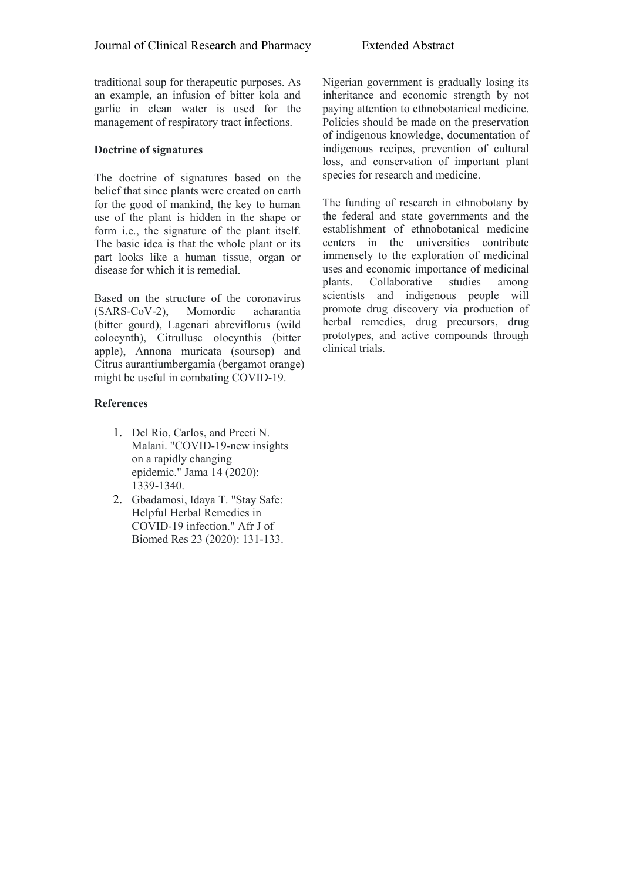traditional soup for therapeutic purposes. As an example, an infusion of bitter kola and garlic in clean water is used for the management of respiratory tract infections.

**Doctrine of signatures**

The doctrine of signatures based on the belief that since plants were created on earth for the good of mankind, the key to human use of the plant is hidden in the shape or form i.e., the signature of the plant itself. The basic idea is that the whole plant or its part looks like a human tissue, organ or disease for which it is remedial.

Based on the structure of the coronavirus (SARS-CoV-2), Momordic acharantia (bitter gourd), Lagenari abreviflorus (wild colocynth), Citrullusc olocynthis (bitter apple), Annona muricata (soursop) and Citrus aurantiumbergamia (bergamot orange) might be useful in combating COVID-19.

**References**

1. Del Rio, Carlos, and Preeti N. Malani. "COVID-19-new insights on a rapidly changing epidemic." Jama 14 (2020): 1339-1340.
2. Gbadamosi, Idaya T. "Stay Safe: Helpful Herbal Remedies in COVID-19 infection." Afr J of Biomed Res 23 (2020): 131-133.

Nigerian government is gradually losing its inheritance and economic strength by not paying attention to ethnobotanical medicine. Policies should be made on the preservation of indigenous knowledge, documentation of indigenous recipes, prevention of cultural loss, and conservation of important plant species for research and medicine.

The funding of research in ethnobotany by the federal and state governments and the establishment of ethnobotanical medicine centers in the universities contribute immensely to the exploration of medicinal uses and economic importance of medicinal plants. Collaborative studies among scientists and indigenous people will promote drug discovery via production of herbal remedies, drug precursors, drug prototypes, and active compounds through clinical trials.